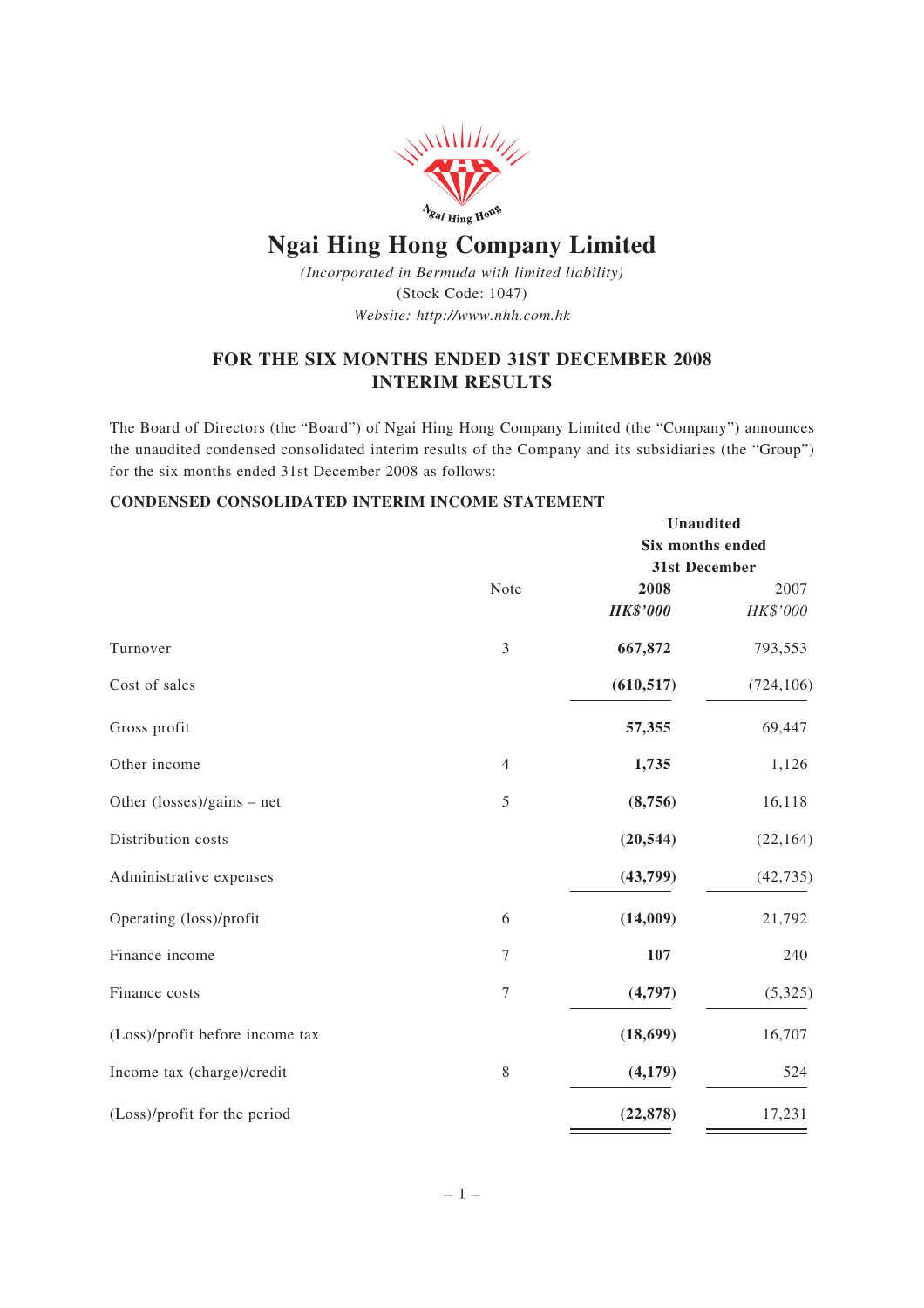# Ngai Hing Hong Company Limited

*(Incorporated in Bermuda with limited liability)*
(Stock Code: 1047)
*Website: http://www.nhh.com.hk*

## FOR THE SIX MONTHS ENDED 31ST DECEMBER 2008 INTERIM RESULTS

The Board of Directors (the "Board") of Ngai Hing Hong Company Limited (the "Company") announces the unaudited condensed consolidated interim results of the Company and its subsidiaries (the "Group") for the six months ended 31st December 2008 as follows:

### CONDENSED CONSOLIDATED INTERIM INCOME STATEMENT

| | Note | **Unaudited Six months ended 31st December** | |
|---|---|---|---|
| | | **2008** | 2007 |
| | | ***HK$'000*** | *HK$'000* |
| Turnover | 3 | **667,872** | 793,553 |
| Cost of sales | | **(610,517)** | (724,106) |
| Gross profit | | **57,355** | 69,447 |
| Other income | 4 | **1,735** | 1,126 |
| Other (losses)/gains – net | 5 | **(8,756)** | 16,118 |
| Distribution costs | | **(20,544)** | (22,164) |
| Administrative expenses | | **(43,799)** | (42,735) |
| Operating (loss)/profit | 6 | **(14,009)** | 21,792 |
| Finance income | 7 | **107** | 240 |
| Finance costs | 7 | **(4,797)** | (5,325) |
| (Loss)/profit before income tax | | **(18,699)** | 16,707 |
| Income tax (charge)/credit | 8 | **(4,179)** | 524 |
| (Loss)/profit for the period | | **(22,878)** | 17,231 |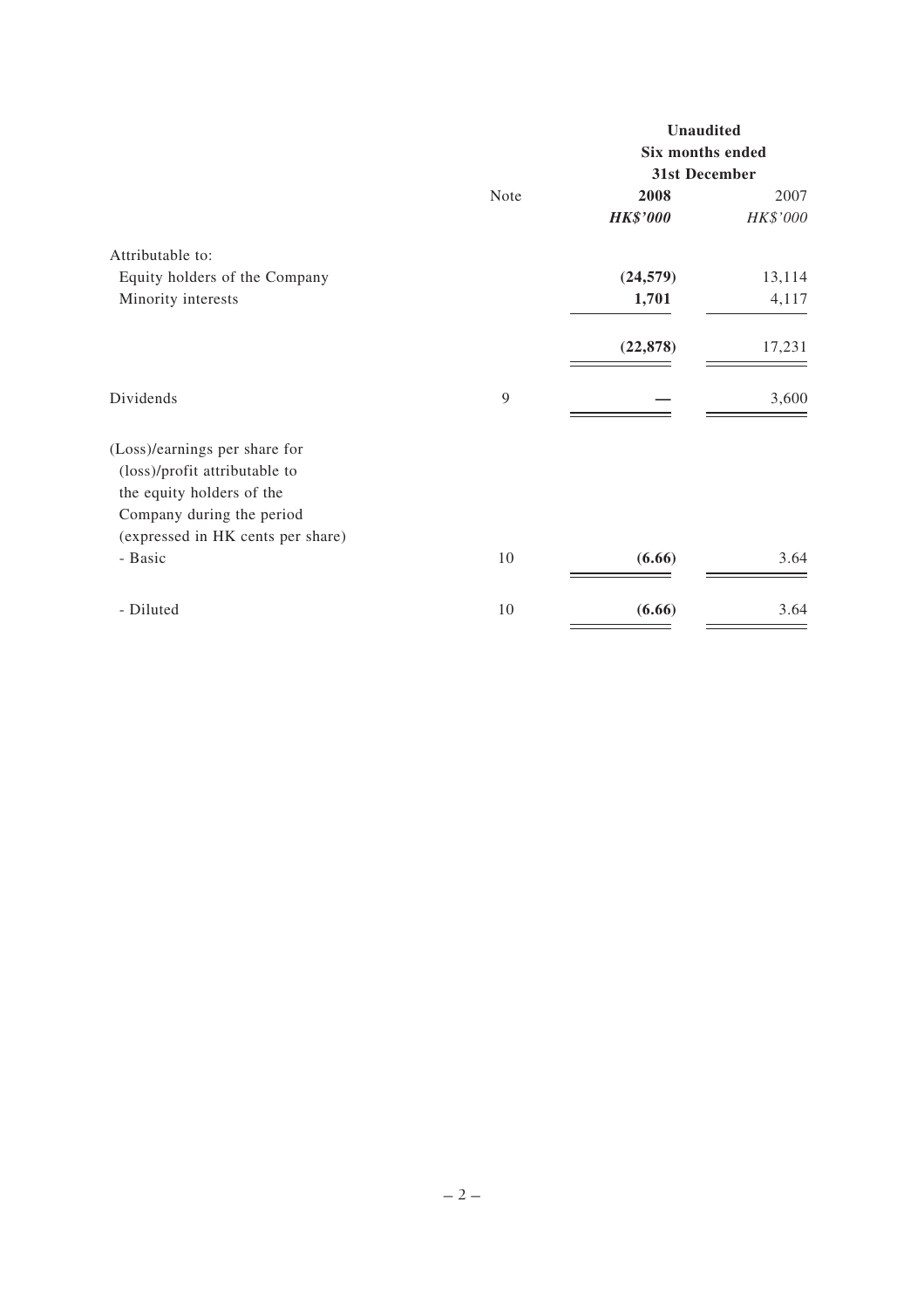| | Note | Unaudited Six months ended 31st December 2008 | 2007 |
|---|---|---|---|
| | | ***HK$'000*** | *HK$'000* |
| Attributable to: | | | |
| Equity holders of the Company | | **(24,579)** | 13,114 |
| Minority interests | | **1,701** | 4,117 |
| | | **(22,878)** | 17,231 |
| Dividends | 9 | **—** | 3,600 |
| (Loss)/earnings per share for (loss)/profit attributable to the equity holders of the Company during the period (expressed in HK cents per share) | | | |
| - Basic | 10 | **(6.66)** | 3.64 |
| - Diluted | 10 | **(6.66)** | 3.64 |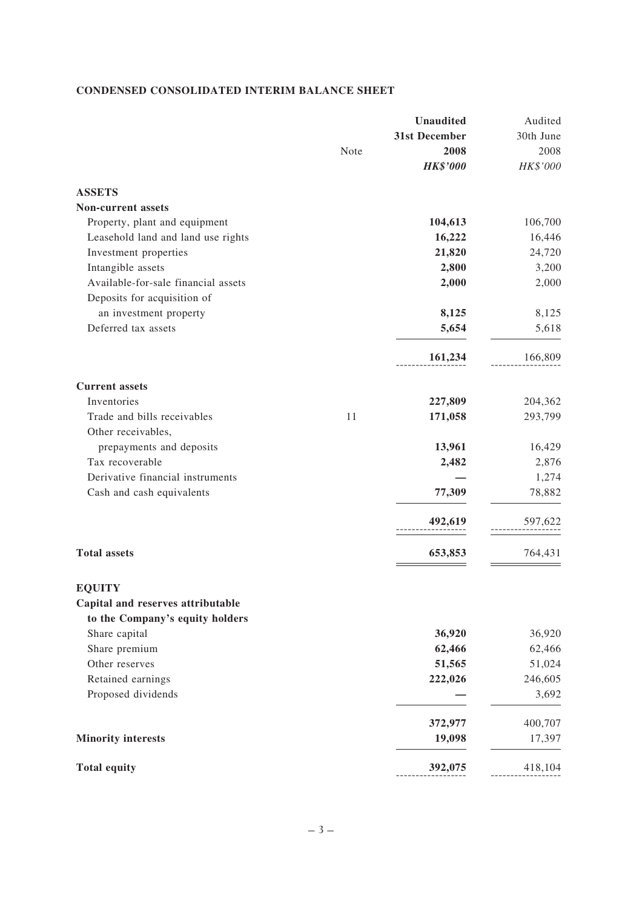## CONDENSED CONSOLIDATED INTERIM BALANCE SHEET

| | Note | **Unaudited 31st December 2008 HK$'000** | Audited 30th June 2008 HK$'000 |
|---|---|---|---|
| **ASSETS** | | | |
| **Non-current assets** | | | |
| Property, plant and equipment | | **104,613** | 106,700 |
| Leasehold land and land use rights | | **16,222** | 16,446 |
| Investment properties | | **21,820** | 24,720 |
| Intangible assets | | **2,800** | 3,200 |
| Available-for-sale financial assets | | **2,000** | 2,000 |
| Deposits for acquisition of an investment property | | **8,125** | 8,125 |
| Deferred tax assets | | **5,654** | 5,618 |
| | | **161,234** | 166,809 |
| **Current assets** | | | |
| Inventories | | **227,809** | 204,362 |
| Trade and bills receivables | 11 | **171,058** | 293,799 |
| Other receivables, prepayments and deposits | | **13,961** | 16,429 |
| Tax recoverable | | **2,482** | 2,876 |
| Derivative financial instruments | | **—** | 1,274 |
| Cash and cash equivalents | | **77,309** | 78,882 |
| | | **492,619** | 597,622 |
| **Total assets** | | **653,853** | 764,431 |
| **EQUITY** | | | |
| **Capital and reserves attributable to the Company's equity holders** | | | |
| Share capital | | **36,920** | 36,920 |
| Share premium | | **62,466** | 62,466 |
| Other reserves | | **51,565** | 51,024 |
| Retained earnings | | **222,026** | 246,605 |
| Proposed dividends | | **—** | 3,692 |
| | | **372,977** | 400,707 |
| **Minority interests** | | **19,098** | 17,397 |
| **Total equity** | | **392,075** | 418,104 |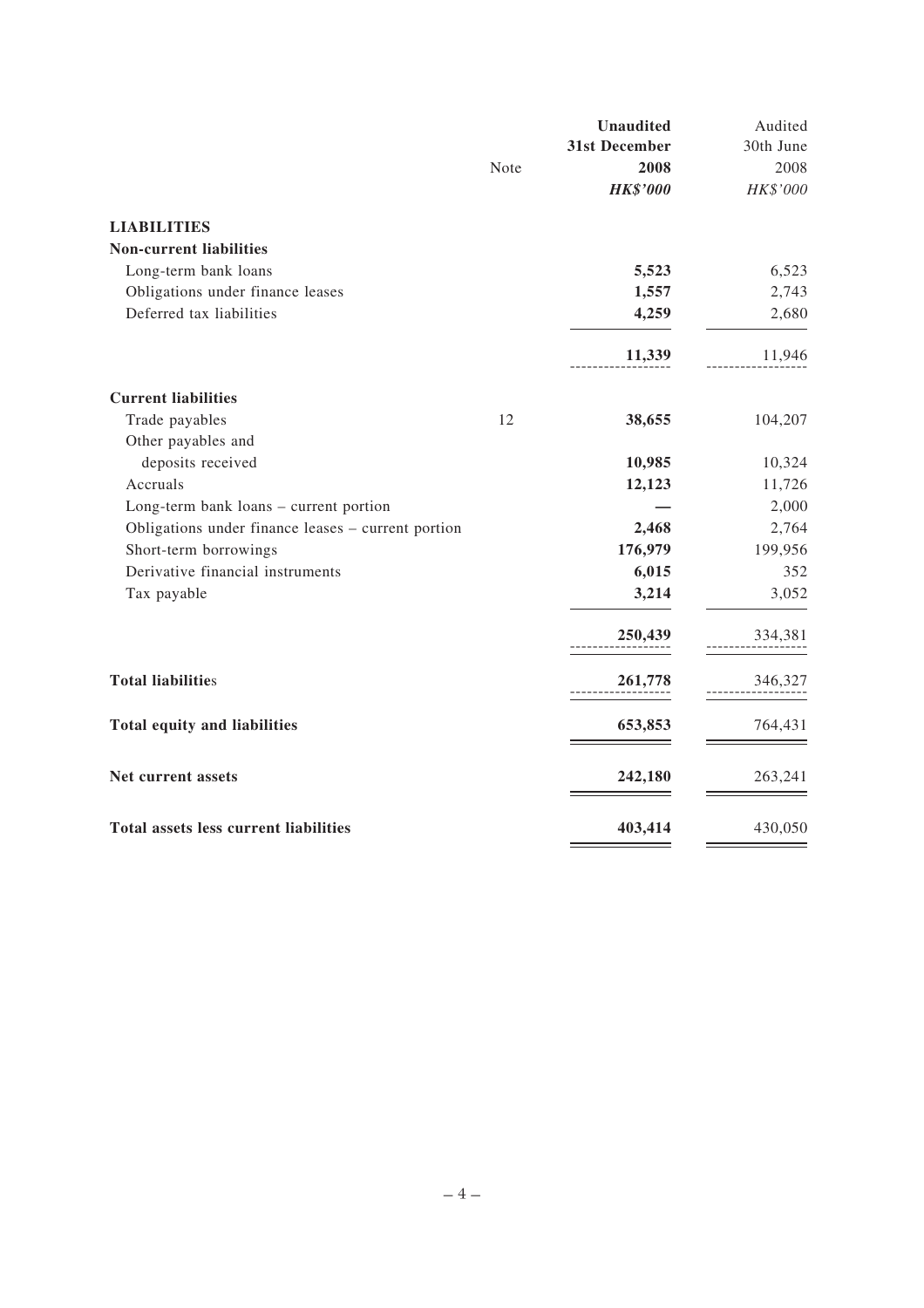| | Note | **Unaudited 31st December 2008 *HK$'000*** | Audited 30th June 2008 *HK$'000* |
|---|---|---|---|
| **LIABILITIES** | | | |
| **Non-current liabilities** | | | |
| Long-term bank loans | | **5,523** | 6,523 |
| Obligations under finance leases | | **1,557** | 2,743 |
| Deferred tax liabilities | | **4,259** | 2,680 |
| | | **11,339** | 11,946 |
| **Current liabilities** | | | |
| Trade payables | 12 | **38,655** | 104,207 |
| Other payables and deposits received | | **10,985** | 10,324 |
| Accruals | | **12,123** | 11,726 |
| Long-term bank loans – current portion | | **—** | 2,000 |
| Obligations under finance leases – current portion | | **2,468** | 2,764 |
| Short-term borrowings | | **176,979** | 199,956 |
| Derivative financial instruments | | **6,015** | 352 |
| Tax payable | | **3,214** | 3,052 |
| | | **250,439** | 334,381 |
| **Total liabilities** | | **261,778** | 346,327 |
| **Total equity and liabilities** | | **653,853** | 764,431 |
| **Net current assets** | | **242,180** | 263,241 |
| **Total assets less current liabilities** | | **403,414** | 430,050 |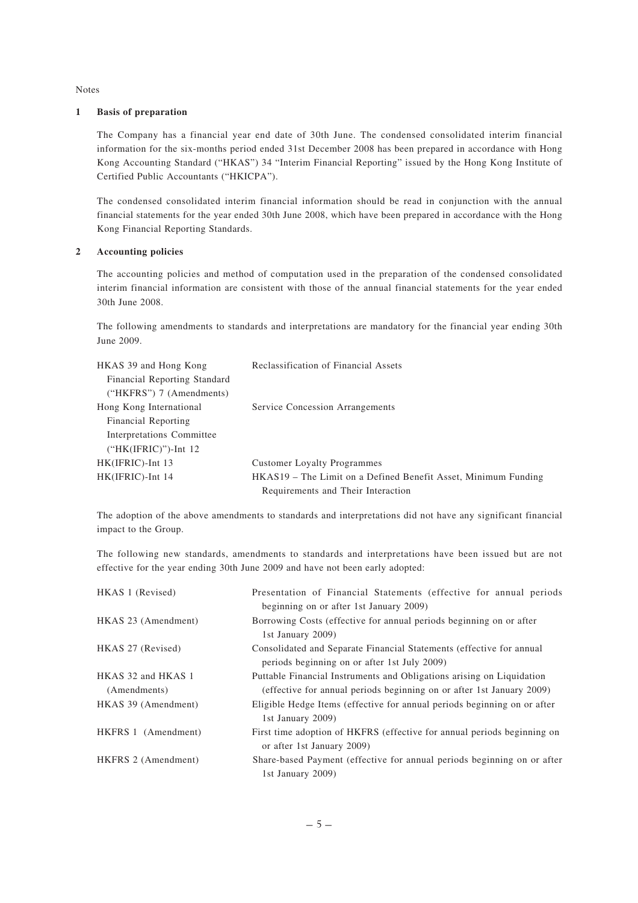Notes

## 1 Basis of preparation

The Company has a financial year end date of 30th June. The condensed consolidated interim financial information for the six-months period ended 31st December 2008 has been prepared in accordance with Hong Kong Accounting Standard ("HKAS") 34 "Interim Financial Reporting" issued by the Hong Kong Institute of Certified Public Accountants ("HKICPA").

The condensed consolidated interim financial information should be read in conjunction with the annual financial statements for the year ended 30th June 2008, which have been prepared in accordance with the Hong Kong Financial Reporting Standards.

## 2 Accounting policies

The accounting policies and method of computation used in the preparation of the condensed consolidated interim financial information are consistent with those of the annual financial statements for the year ended 30th June 2008.

The following amendments to standards and interpretations are mandatory for the financial year ending 30th June 2009.

| | |
|---|---|
| HKAS 39 and Hong Kong Financial Reporting Standard ("HKFRS") 7 (Amendments) | Reclassification of Financial Assets |
| Hong Kong International Financial Reporting Interpretations Committee ("HK(IFRIC)")-Int 12 | Service Concession Arrangements |
| HK(IFRIC)-Int 13 | Customer Loyalty Programmes |
| HK(IFRIC)-Int 14 | HKAS19 – The Limit on a Defined Benefit Asset, Minimum Funding Requirements and Their Interaction |

The adoption of the above amendments to standards and interpretations did not have any significant financial impact to the Group.

The following new standards, amendments to standards and interpretations have been issued but are not effective for the year ending 30th June 2009 and have not been early adopted:

| | |
|---|---|
| HKAS 1 (Revised) | Presentation of Financial Statements (effective for annual periods beginning on or after 1st January 2009) |
| HKAS 23 (Amendment) | Borrowing Costs (effective for annual periods beginning on or after 1st January 2009) |
| HKAS 27 (Revised) | Consolidated and Separate Financial Statements (effective for annual periods beginning on or after 1st July 2009) |
| HKAS 32 and HKAS 1 (Amendments) | Puttable Financial Instruments and Obligations arising on Liquidation (effective for annual periods beginning on or after 1st January 2009) |
| HKAS 39 (Amendment) | Eligible Hedge Items (effective for annual periods beginning on or after 1st January 2009) |
| HKFRS 1 (Amendment) | First time adoption of HKFRS (effective for annual periods beginning on or after 1st January 2009) |
| HKFRS 2 (Amendment) | Share-based Payment (effective for annual periods beginning on or after 1st January 2009) |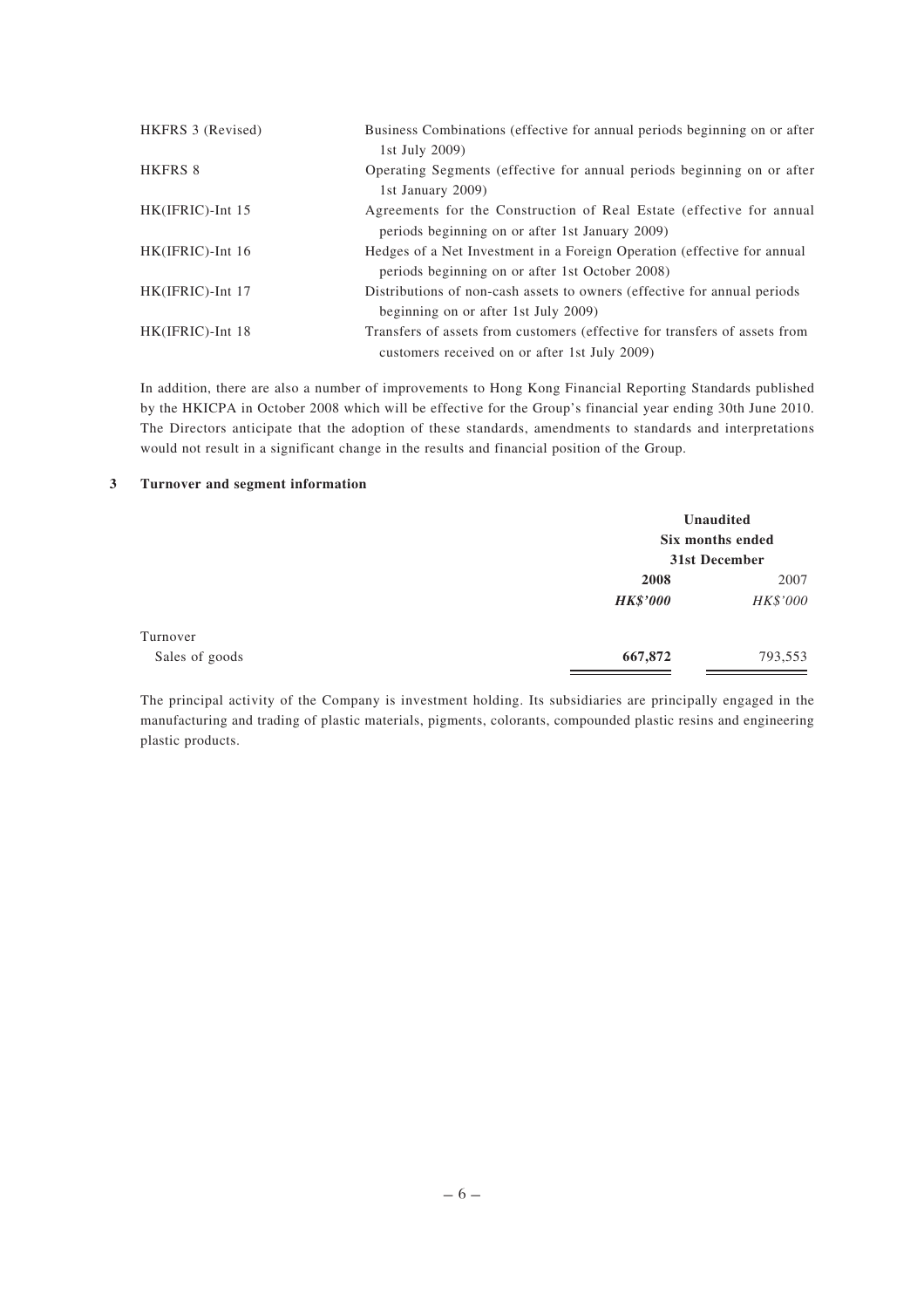| | |
|---|---|
| HKFRS 3 (Revised) | Business Combinations (effective for annual periods beginning on or after 1st July 2009) |
| HKFRS 8 | Operating Segments (effective for annual periods beginning on or after 1st January 2009) |
| HK(IFRIC)-Int 15 | Agreements for the Construction of Real Estate (effective for annual periods beginning on or after 1st January 2009) |
| HK(IFRIC)-Int 16 | Hedges of a Net Investment in a Foreign Operation (effective for annual periods beginning on or after 1st October 2008) |
| HK(IFRIC)-Int 17 | Distributions of non-cash assets to owners (effective for annual periods beginning on or after 1st July 2009) |
| HK(IFRIC)-Int 18 | Transfers of assets from customers (effective for transfers of assets from customers received on or after 1st July 2009) |

In addition, there are also a number of improvements to Hong Kong Financial Reporting Standards published by the HKICPA in October 2008 which will be effective for the Group's financial year ending 30th June 2010. The Directors anticipate that the adoption of these standards, amendments to standards and interpretations would not result in a significant change in the results and financial position of the Group.

## 3 Turnover and segment information

| | **Unaudited Six months ended 31st December** | |
|---|---|---|
| | **2008** | 2007 |
| | ***HK$'000*** | *HK$'000* |
| Turnover | | |
| Sales of goods | **667,872** | 793,553 |

The principal activity of the Company is investment holding. Its subsidiaries are principally engaged in the manufacturing and trading of plastic materials, pigments, colorants, compounded plastic resins and engineering plastic products.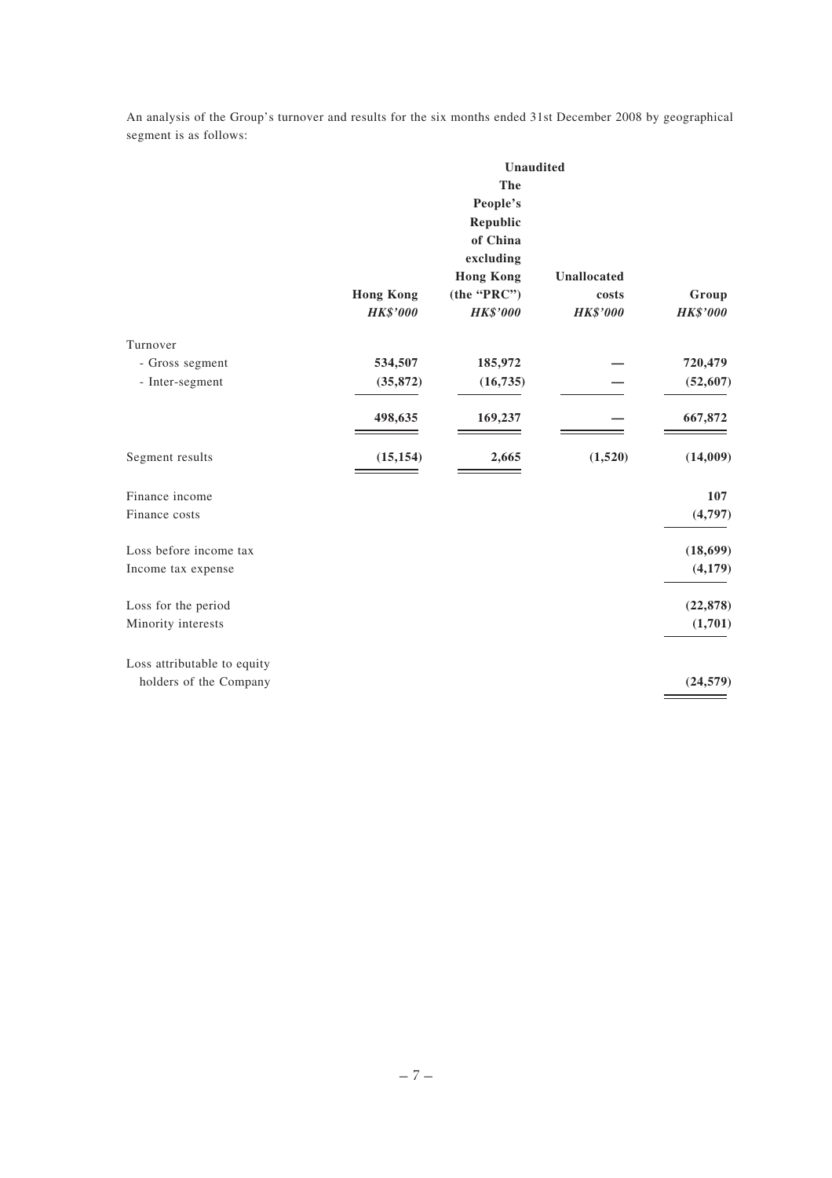An analysis of the Group's turnover and results for the six months ended 31st December 2008 by geographical segment is as follows:

| | Unaudited | | | |
|---|---|---|---|---|
| | **Hong Kong** | **The People's Republic of China excluding Hong Kong (the "PRC")** | **Unallocated costs** | **Group** |
| | ***HK$'000*** | ***HK$'000*** | ***HK$'000*** | ***HK$'000*** |
| Turnover | | | | |
| - Gross segment | **534,507** | **185,972** | **—** | **720,479** |
| - Inter-segment | **(35,872)** | **(16,735)** | **—** | **(52,607)** |
| | **498,635** | **169,237** | **—** | **667,872** |
| Segment results | **(15,154)** | **2,665** | **(1,520)** | **(14,009)** |
| Finance income | | | | **107** |
| Finance costs | | | | **(4,797)** |
| Loss before income tax | | | | **(18,699)** |
| Income tax expense | | | | **(4,179)** |
| Loss for the period | | | | **(22,878)** |
| Minority interests | | | | **(1,701)** |
| Loss attributable to equity holders of the Company | | | | **(24,579)** |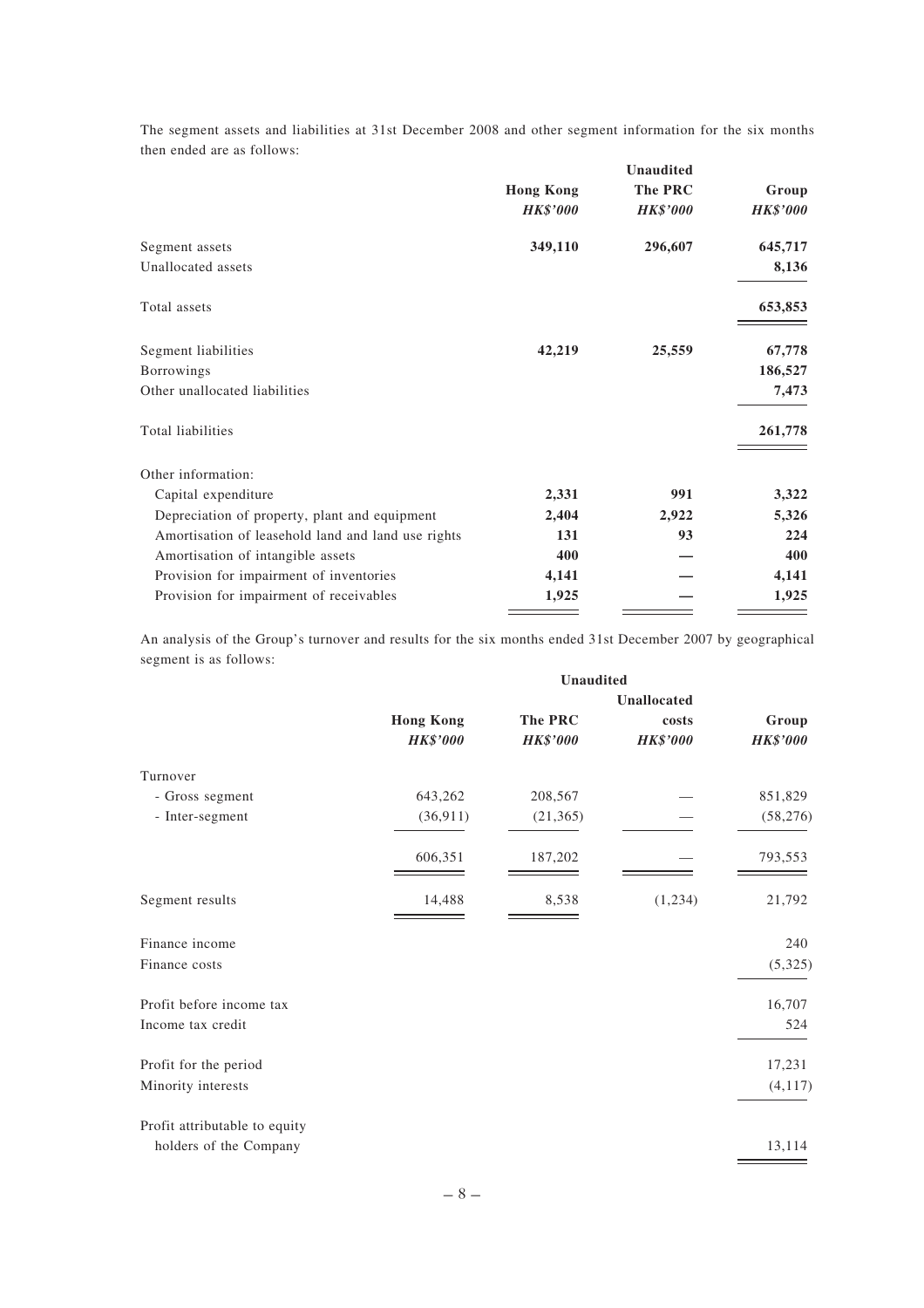The segment assets and liabilities at 31st December 2008 and other segment information for the six months then ended are as follows:

| | Unaudited | | |
|---|---|---|---|
| | **Hong Kong** | **The PRC** | **Group** |
| | ***HK$'000*** | ***HK$'000*** | ***HK$'000*** |
| Segment assets | **349,110** | **296,607** | **645,717** |
| Unallocated assets | | | **8,136** |
| Total assets | | | **653,853** |
| Segment liabilities | **42,219** | **25,559** | **67,778** |
| Borrowings | | | **186,527** |
| Other unallocated liabilities | | | **7,473** |
| Total liabilities | | | **261,778** |
| Other information: | | | |
| Capital expenditure | **2,331** | **991** | **3,322** |
| Depreciation of property, plant and equipment | **2,404** | **2,922** | **5,326** |
| Amortisation of leasehold land and land use rights | **131** | **93** | **224** |
| Amortisation of intangible assets | **400** | **—** | **400** |
| Provision for impairment of inventories | **4,141** | **—** | **4,141** |
| Provision for impairment of receivables | **1,925** | **—** | **1,925** |

An analysis of the Group's turnover and results for the six months ended 31st December 2007 by geographical segment is as follows:

| | Unaudited | | | |
|---|---|---|---|---|
| | **Hong Kong** | **The PRC** | **Unallocated costs** | **Group** |
| | ***HK$'000*** | ***HK$'000*** | ***HK$'000*** | ***HK$'000*** |
| Turnover | | | | |
| - Gross segment | 643,262 | 208,567 | — | 851,829 |
| - Inter-segment | (36,911) | (21,365) | — | (58,276) |
| | 606,351 | 187,202 | — | 793,553 |
| Segment results | 14,488 | 8,538 | (1,234) | 21,792 |
| Finance income | | | | 240 |
| Finance costs | | | | (5,325) |
| Profit before income tax | | | | 16,707 |
| Income tax credit | | | | 524 |
| Profit for the period | | | | 17,231 |
| Minority interests | | | | (4,117) |
| Profit attributable to equity holders of the Company | | | | 13,114 |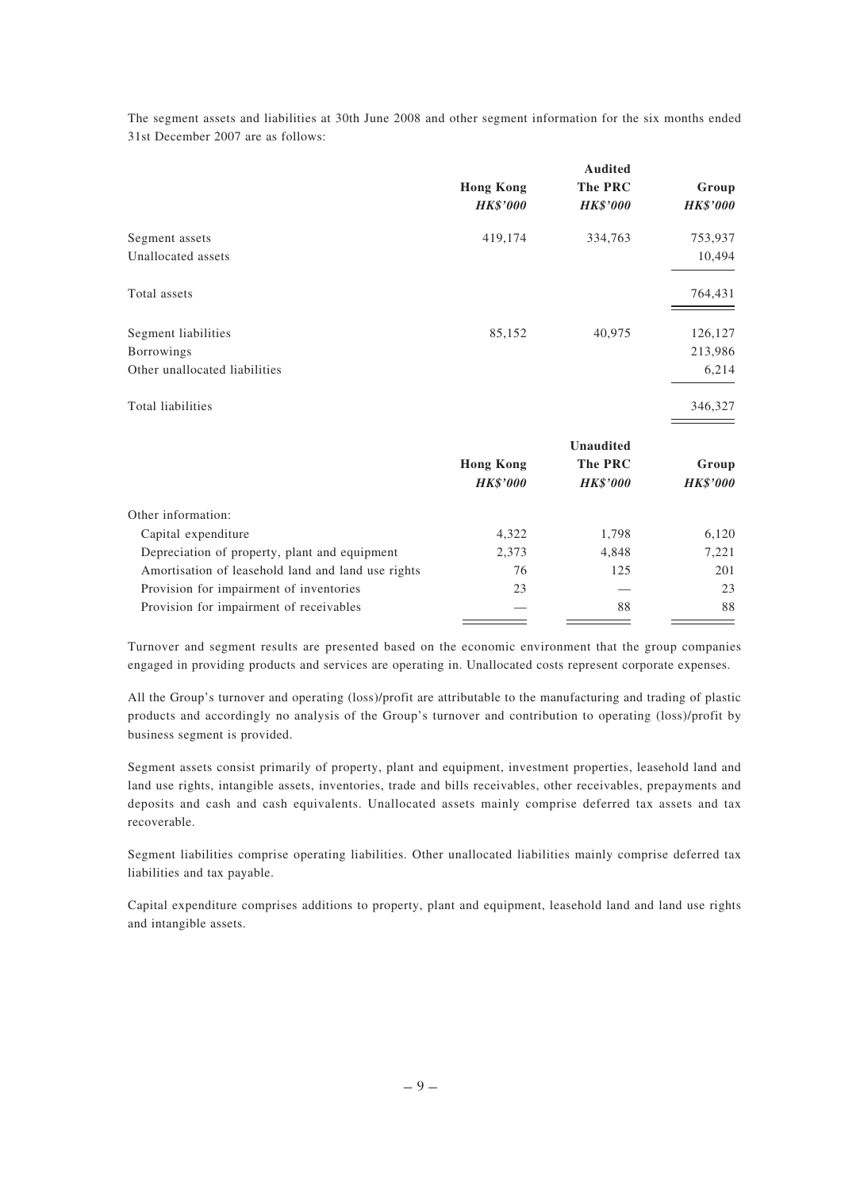The segment assets and liabilities at 30th June 2008 and other segment information for the six months ended 31st December 2007 are as follows:

| | Audited | | |
|---|---|---|---|
| | **Hong Kong** | **The PRC** | **Group** |
| | ***HK$'000*** | ***HK$'000*** | ***HK$'000*** |
| Segment assets | 419,174 | 334,763 | 753,937 |
| Unallocated assets | | | 10,494 |
| Total assets | | | 764,431 |
| Segment liabilities | 85,152 | 40,975 | 126,127 |
| Borrowings | | | 213,986 |
| Other unallocated liabilities | | | 6,214 |
| Total liabilities | | | 346,327 |

| | Unaudited | | |
|---|---|---|---|
| | **Hong Kong** | **The PRC** | **Group** |
| | ***HK$'000*** | ***HK$'000*** | ***HK$'000*** |
| Other information: | | | |
| Capital expenditure | 4,322 | 1,798 | 6,120 |
| Depreciation of property, plant and equipment | 2,373 | 4,848 | 7,221 |
| Amortisation of leasehold land and land use rights | 76 | 125 | 201 |
| Provision for impairment of inventories | 23 | — | 23 |
| Provision for impairment of receivables | — | 88 | 88 |

Turnover and segment results are presented based on the economic environment that the group companies engaged in providing products and services are operating in. Unallocated costs represent corporate expenses.

All the Group's turnover and operating (loss)/profit are attributable to the manufacturing and trading of plastic products and accordingly no analysis of the Group's turnover and contribution to operating (loss)/profit by business segment is provided.

Segment assets consist primarily of property, plant and equipment, investment properties, leasehold land and land use rights, intangible assets, inventories, trade and bills receivables, other receivables, prepayments and deposits and cash and cash equivalents. Unallocated assets mainly comprise deferred tax assets and tax recoverable.

Segment liabilities comprise operating liabilities. Other unallocated liabilities mainly comprise deferred tax liabilities and tax payable.

Capital expenditure comprises additions to property, plant and equipment, leasehold land and land use rights and intangible assets.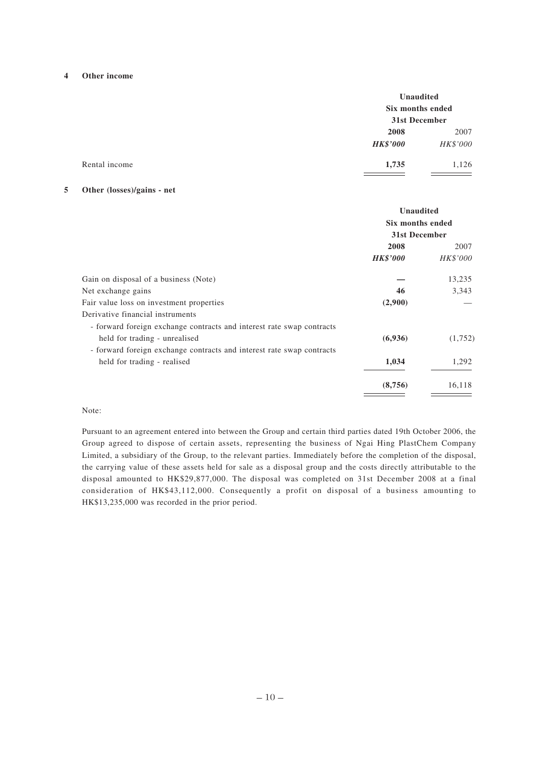## 4 Other income

| | Unaudited Six months ended 31st December | |
|---|---|---|
| | **2008** | 2007 |
| | ***HK$'000*** | *HK$'000* |
| Rental income | **1,735** | 1,126 |

## 5 Other (losses)/gains - net

| | Unaudited Six months ended 31st December | |
|---|---|---|
| | **2008** | 2007 |
| | ***HK$'000*** | *HK$'000* |
| Gain on disposal of a business (Note) | **—** | 13,235 |
| Net exchange gains | **46** | 3,343 |
| Fair value loss on investment properties | **(2,900)** | — |
| Derivative financial instruments | | |
| - forward foreign exchange contracts and interest rate swap contracts held for trading - unrealised | **(6,936)** | (1,752) |
| - forward foreign exchange contracts and interest rate swap contracts held for trading - realised | **1,034** | 1,292 |
| | **(8,756)** | 16,118 |

Note:

Pursuant to an agreement entered into between the Group and certain third parties dated 19th October 2006, the Group agreed to dispose of certain assets, representing the business of Ngai Hing PlastChem Company Limited, a subsidiary of the Group, to the relevant parties. Immediately before the completion of the disposal, the carrying value of these assets held for sale as a disposal group and the costs directly attributable to the disposal amounted to HK$29,877,000. The disposal was completed on 31st December 2008 at a final consideration of HK$43,112,000. Consequently a profit on disposal of a business amounting to HK$13,235,000 was recorded in the prior period.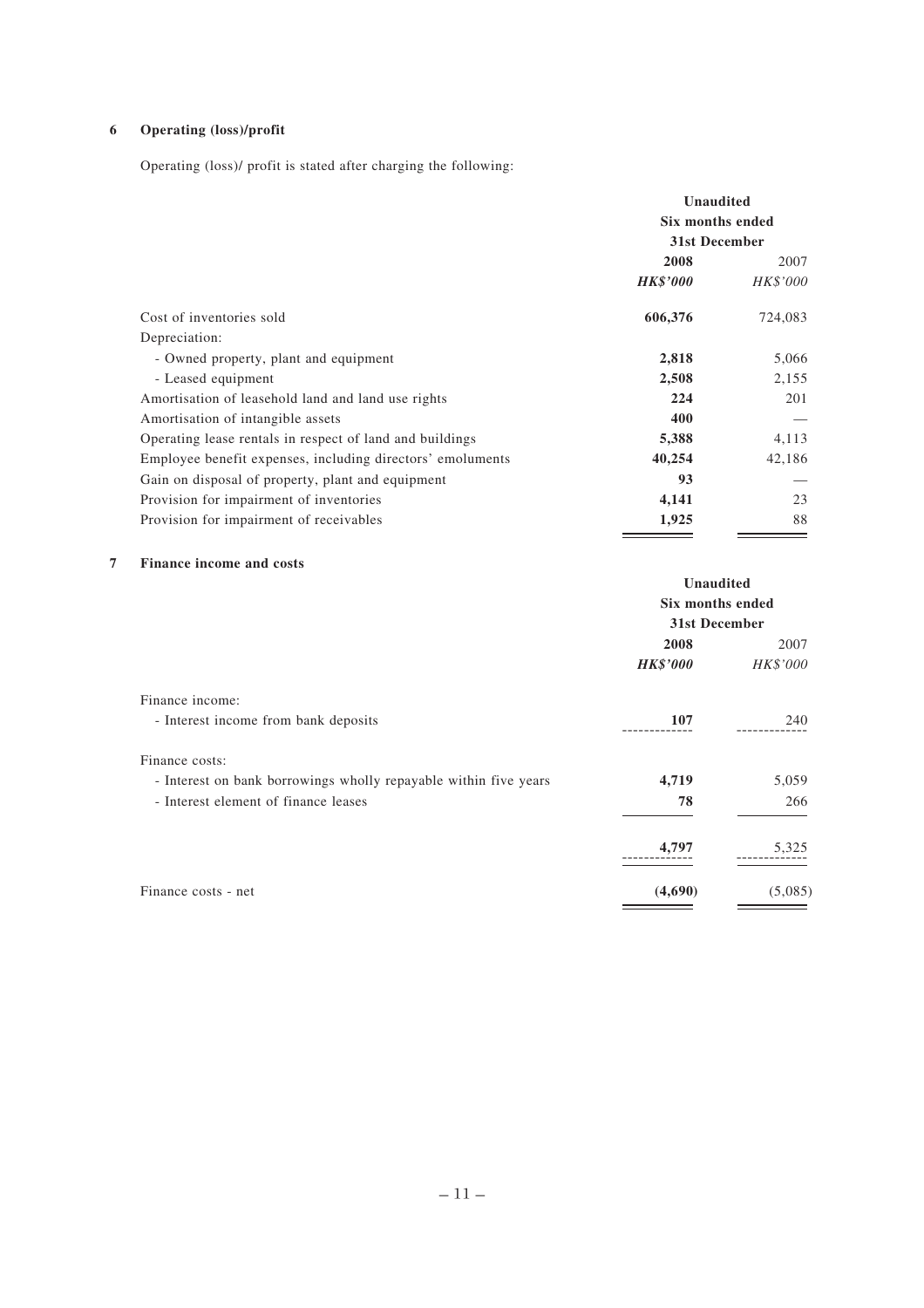## 6 Operating (loss)/profit

Operating (loss)/ profit is stated after charging the following:

| | Unaudited Six months ended 31st December | |
|---|---|---|
| | **2008** | 2007 |
| | ***HK$'000*** | *HK$'000* |
| Cost of inventories sold | **606,376** | 724,083 |
| Depreciation: | | |
| - Owned property, plant and equipment | **2,818** | 5,066 |
| - Leased equipment | **2,508** | 2,155 |
| Amortisation of leasehold land and land use rights | **224** | 201 |
| Amortisation of intangible assets | **400** | — |
| Operating lease rentals in respect of land and buildings | **5,388** | 4,113 |
| Employee benefit expenses, including directors' emoluments | **40,254** | 42,186 |
| Gain on disposal of property, plant and equipment | **93** | — |
| Provision for impairment of inventories | **4,141** | 23 |
| Provision for impairment of receivables | **1,925** | 88 |

## 7 Finance income and costs

| | Unaudited Six months ended 31st December | |
|---|---|---|
| | **2008** | 2007 |
| | ***HK$'000*** | *HK$'000* |
| Finance income: | | |
| - Interest income from bank deposits | **107** | 240 |
| Finance costs: | | |
| - Interest on bank borrowings wholly repayable within five years | **4,719** | 5,059 |
| - Interest element of finance leases | **78** | 266 |
| | **4,797** | 5,325 |
| Finance costs - net | **(4,690)** | (5,085) |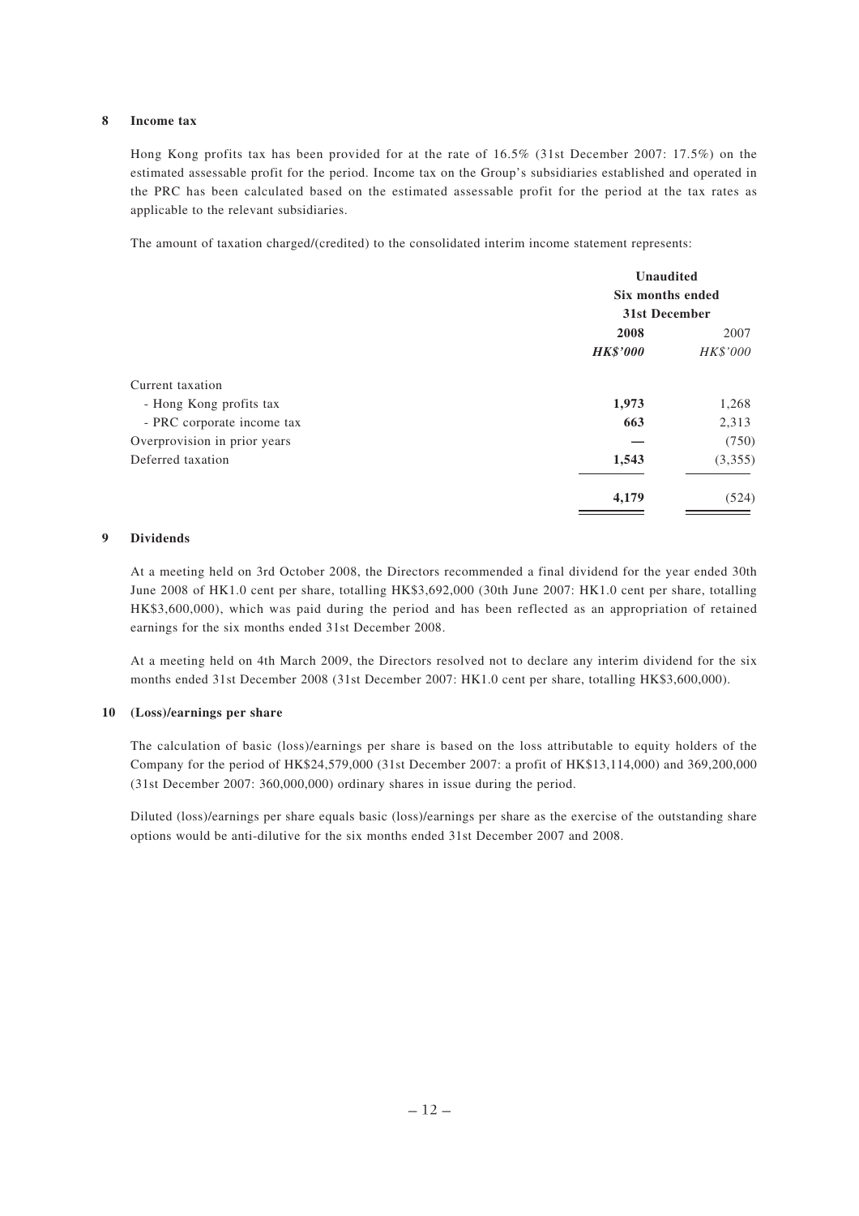## 8 Income tax

Hong Kong profits tax has been provided for at the rate of 16.5% (31st December 2007: 17.5%) on the estimated assessable profit for the period. Income tax on the Group's subsidiaries established and operated in the PRC has been calculated based on the estimated assessable profit for the period at the tax rates as applicable to the relevant subsidiaries.

The amount of taxation charged/(credited) to the consolidated interim income statement represents:

| | **Unaudited Six months ended 31st December** | |
|---|---|---|
| | **2008** | 2007 |
| | ***HK$'000*** | *HK$'000* |
| Current taxation | | |
| - Hong Kong profits tax | **1,973** | 1,268 |
| - PRC corporate income tax | **663** | 2,313 |
| Overprovision in prior years | **—** | (750) |
| Deferred taxation | **1,543** | (3,355) |
| | **4,179** | (524) |

## 9 Dividends

At a meeting held on 3rd October 2008, the Directors recommended a final dividend for the year ended 30th June 2008 of HK1.0 cent per share, totalling HK$3,692,000 (30th June 2007: HK1.0 cent per share, totalling HK$3,600,000), which was paid during the period and has been reflected as an appropriation of retained earnings for the six months ended 31st December 2008.

At a meeting held on 4th March 2009, the Directors resolved not to declare any interim dividend for the six months ended 31st December 2008 (31st December 2007: HK1.0 cent per share, totalling HK$3,600,000).

## 10 (Loss)/earnings per share

The calculation of basic (loss)/earnings per share is based on the loss attributable to equity holders of the Company for the period of HK$24,579,000 (31st December 2007: a profit of HK$13,114,000) and 369,200,000 (31st December 2007: 360,000,000) ordinary shares in issue during the period.

Diluted (loss)/earnings per share equals basic (loss)/earnings per share as the exercise of the outstanding share options would be anti-dilutive for the six months ended 31st December 2007 and 2008.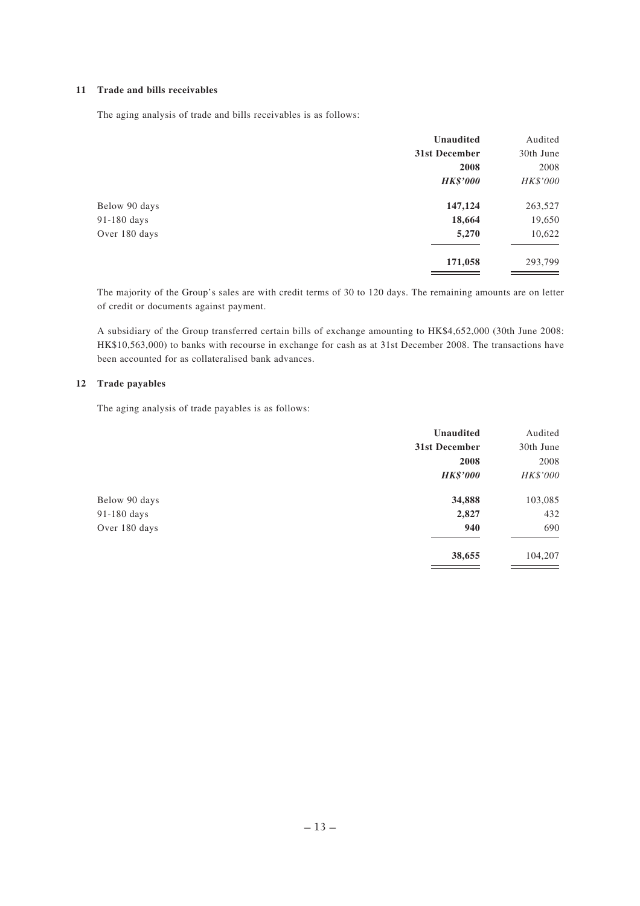### 11 Trade and bills receivables

The aging analysis of trade and bills receivables is as follows:

| | **Unaudited** | Audited |
|---|---|---|
| | **31st December** | 30th June |
| | **2008** | 2008 |
| | ***HK$'000*** | *HK$'000* |
| Below 90 days | **147,124** | 263,527 |
| 91-180 days | **18,664** | 19,650 |
| Over 180 days | **5,270** | 10,622 |
| | **171,058** | 293,799 |

The majority of the Group's sales are with credit terms of 30 to 120 days. The remaining amounts are on letter of credit or documents against payment.

A subsidiary of the Group transferred certain bills of exchange amounting to HK$4,652,000 (30th June 2008: HK$10,563,000) to banks with recourse in exchange for cash as at 31st December 2008. The transactions have been accounted for as collateralised bank advances.

### 12 Trade payables

The aging analysis of trade payables is as follows:

| | **Unaudited** | Audited |
|---|---|---|
| | **31st December** | 30th June |
| | **2008** | 2008 |
| | ***HK$'000*** | *HK$'000* |
| Below 90 days | **34,888** | 103,085 |
| 91-180 days | **2,827** | 432 |
| Over 180 days | **940** | 690 |
| | **38,655** | 104,207 |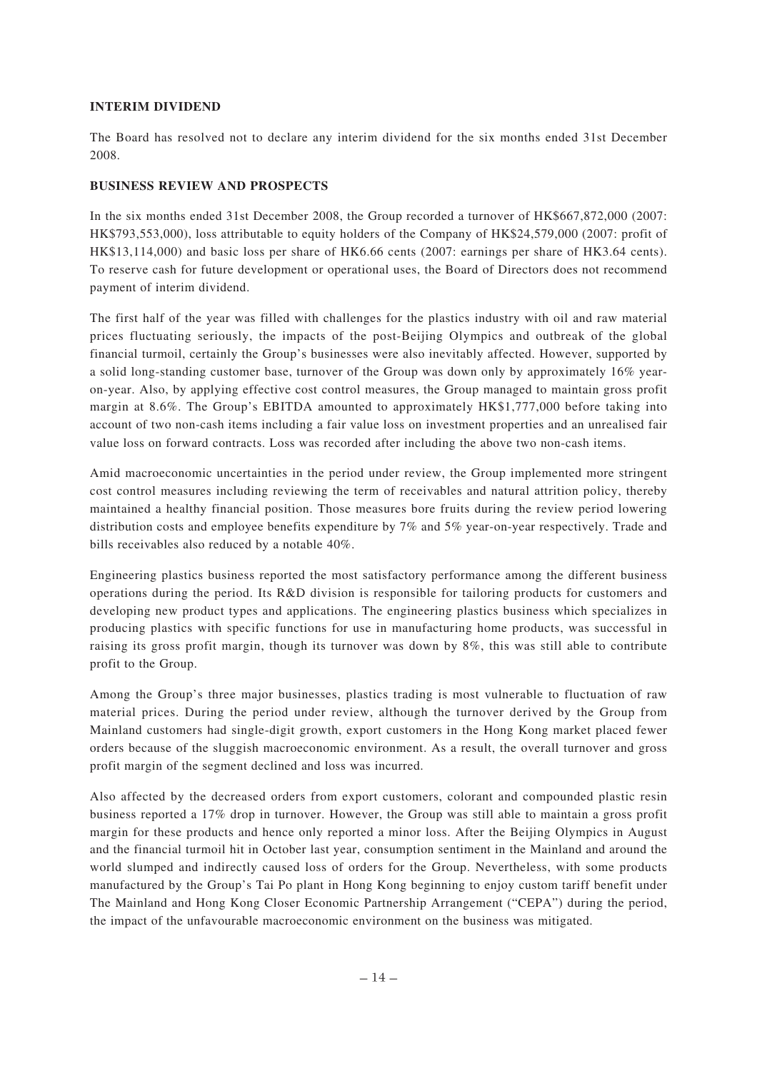## INTERIM DIVIDEND

The Board has resolved not to declare any interim dividend for the six months ended 31st December 2008.

## BUSINESS REVIEW AND PROSPECTS

In the six months ended 31st December 2008, the Group recorded a turnover of HK$667,872,000 (2007: HK$793,553,000), loss attributable to equity holders of the Company of HK$24,579,000 (2007: profit of HK$13,114,000) and basic loss per share of HK6.66 cents (2007: earnings per share of HK3.64 cents). To reserve cash for future development or operational uses, the Board of Directors does not recommend payment of interim dividend.

The first half of the year was filled with challenges for the plastics industry with oil and raw material prices fluctuating seriously, the impacts of the post-Beijing Olympics and outbreak of the global financial turmoil, certainly the Group's businesses were also inevitably affected. However, supported by a solid long-standing customer base, turnover of the Group was down only by approximately 16% year-on-year. Also, by applying effective cost control measures, the Group managed to maintain gross profit margin at 8.6%. The Group's EBITDA amounted to approximately HK$1,777,000 before taking into account of two non-cash items including a fair value loss on investment properties and an unrealised fair value loss on forward contracts. Loss was recorded after including the above two non-cash items.

Amid macroeconomic uncertainties in the period under review, the Group implemented more stringent cost control measures including reviewing the term of receivables and natural attrition policy, thereby maintained a healthy financial position. Those measures bore fruits during the review period lowering distribution costs and employee benefits expenditure by 7% and 5% year-on-year respectively. Trade and bills receivables also reduced by a notable 40%.

Engineering plastics business reported the most satisfactory performance among the different business operations during the period. Its R&D division is responsible for tailoring products for customers and developing new product types and applications. The engineering plastics business which specializes in producing plastics with specific functions for use in manufacturing home products, was successful in raising its gross profit margin, though its turnover was down by 8%, this was still able to contribute profit to the Group.

Among the Group's three major businesses, plastics trading is most vulnerable to fluctuation of raw material prices. During the period under review, although the turnover derived by the Group from Mainland customers had single-digit growth, export customers in the Hong Kong market placed fewer orders because of the sluggish macroeconomic environment. As a result, the overall turnover and gross profit margin of the segment declined and loss was incurred.

Also affected by the decreased orders from export customers, colorant and compounded plastic resin business reported a 17% drop in turnover. However, the Group was still able to maintain a gross profit margin for these products and hence only reported a minor loss. After the Beijing Olympics in August and the financial turmoil hit in October last year, consumption sentiment in the Mainland and around the world slumped and indirectly caused loss of orders for the Group. Nevertheless, with some products manufactured by the Group's Tai Po plant in Hong Kong beginning to enjoy custom tariff benefit under The Mainland and Hong Kong Closer Economic Partnership Arrangement ("CEPA") during the period, the impact of the unfavourable macroeconomic environment on the business was mitigated.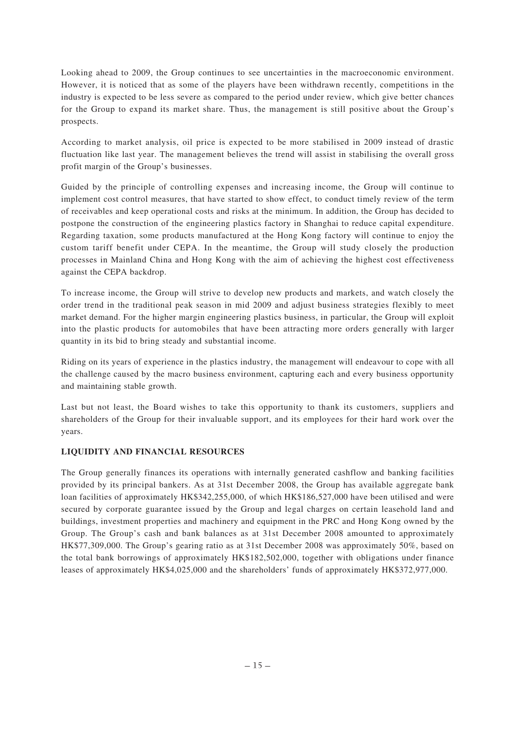Looking ahead to 2009, the Group continues to see uncertainties in the macroeconomic environment. However, it is noticed that as some of the players have been withdrawn recently, competitions in the industry is expected to be less severe as compared to the period under review, which give better chances for the Group to expand its market share. Thus, the management is still positive about the Group's prospects.

According to market analysis, oil price is expected to be more stabilised in 2009 instead of drastic fluctuation like last year. The management believes the trend will assist in stabilising the overall gross profit margin of the Group's businesses.

Guided by the principle of controlling expenses and increasing income, the Group will continue to implement cost control measures, that have started to show effect, to conduct timely review of the term of receivables and keep operational costs and risks at the minimum. In addition, the Group has decided to postpone the construction of the engineering plastics factory in Shanghai to reduce capital expenditure. Regarding taxation, some products manufactured at the Hong Kong factory will continue to enjoy the custom tariff benefit under CEPA. In the meantime, the Group will study closely the production processes in Mainland China and Hong Kong with the aim of achieving the highest cost effectiveness against the CEPA backdrop.

To increase income, the Group will strive to develop new products and markets, and watch closely the order trend in the traditional peak season in mid 2009 and adjust business strategies flexibly to meet market demand. For the higher margin engineering plastics business, in particular, the Group will exploit into the plastic products for automobiles that have been attracting more orders generally with larger quantity in its bid to bring steady and substantial income.

Riding on its years of experience in the plastics industry, the management will endeavour to cope with all the challenge caused by the macro business environment, capturing each and every business opportunity and maintaining stable growth.

Last but not least, the Board wishes to take this opportunity to thank its customers, suppliers and shareholders of the Group for their invaluable support, and its employees for their hard work over the years.

**LIQUIDITY AND FINANCIAL RESOURCES**

The Group generally finances its operations with internally generated cashflow and banking facilities provided by its principal bankers. As at 31st December 2008, the Group has available aggregate bank loan facilities of approximately HK$342,255,000, of which HK$186,527,000 have been utilised and were secured by corporate guarantee issued by the Group and legal charges on certain leasehold land and buildings, investment properties and machinery and equipment in the PRC and Hong Kong owned by the Group. The Group's cash and bank balances as at 31st December 2008 amounted to approximately HK$77,309,000. The Group's gearing ratio as at 31st December 2008 was approximately 50%, based on the total bank borrowings of approximately HK$182,502,000, together with obligations under finance leases of approximately HK$4,025,000 and the shareholders' funds of approximately HK$372,977,000.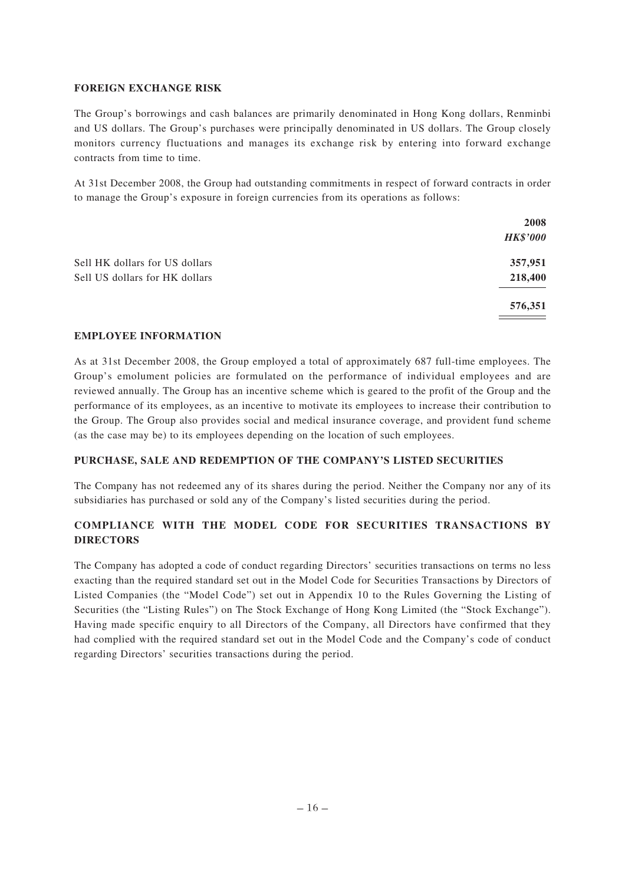## FOREIGN EXCHANGE RISK

The Group's borrowings and cash balances are primarily denominated in Hong Kong dollars, Renminbi and US dollars. The Group's purchases were principally denominated in US dollars. The Group closely monitors currency fluctuations and manages its exchange risk by entering into forward exchange contracts from time to time.

At 31st December 2008, the Group had outstanding commitments in respect of forward contracts in order to manage the Group's exposure in foreign currencies from its operations as follows:

| | **2008** |
|---|---|
| | ***HK$'000*** |
| Sell HK dollars for US dollars | **357,951** |
| Sell US dollars for HK dollars | **218,400** |
| | **576,351** |

## EMPLOYEE INFORMATION

As at 31st December 2008, the Group employed a total of approximately 687 full-time employees. The Group's emolument policies are formulated on the performance of individual employees and are reviewed annually. The Group has an incentive scheme which is geared to the profit of the Group and the performance of its employees, as an incentive to motivate its employees to increase their contribution to the Group. The Group also provides social and medical insurance coverage, and provident fund scheme (as the case may be) to its employees depending on the location of such employees.

## PURCHASE, SALE AND REDEMPTION OF THE COMPANY'S LISTED SECURITIES

The Company has not redeemed any of its shares during the period. Neither the Company nor any of its subsidiaries has purchased or sold any of the Company's listed securities during the period.

## COMPLIANCE WITH THE MODEL CODE FOR SECURITIES TRANSACTIONS BY DIRECTORS

The Company has adopted a code of conduct regarding Directors' securities transactions on terms no less exacting than the required standard set out in the Model Code for Securities Transactions by Directors of Listed Companies (the "Model Code") set out in Appendix 10 to the Rules Governing the Listing of Securities (the "Listing Rules") on The Stock Exchange of Hong Kong Limited (the "Stock Exchange"). Having made specific enquiry to all Directors of the Company, all Directors have confirmed that they had complied with the required standard set out in the Model Code and the Company's code of conduct regarding Directors' securities transactions during the period.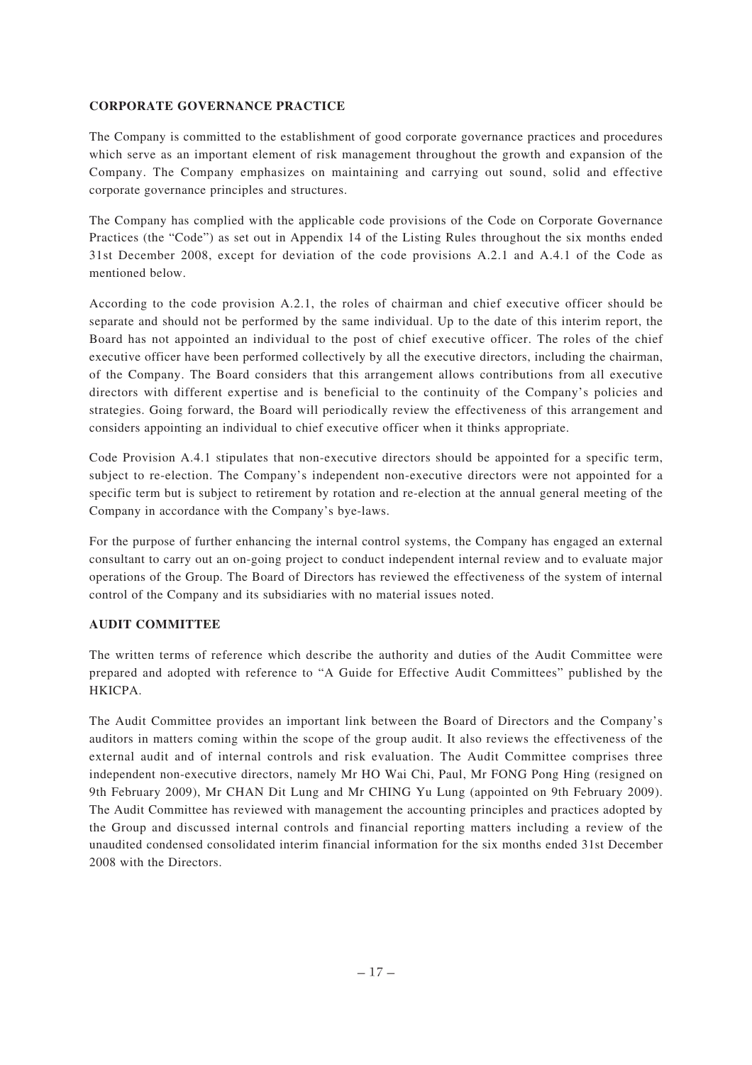## CORPORATE GOVERNANCE PRACTICE

The Company is committed to the establishment of good corporate governance practices and procedures which serve as an important element of risk management throughout the growth and expansion of the Company. The Company emphasizes on maintaining and carrying out sound, solid and effective corporate governance principles and structures.

The Company has complied with the applicable code provisions of the Code on Corporate Governance Practices (the "Code") as set out in Appendix 14 of the Listing Rules throughout the six months ended 31st December 2008, except for deviation of the code provisions A.2.1 and A.4.1 of the Code as mentioned below.

According to the code provision A.2.1, the roles of chairman and chief executive officer should be separate and should not be performed by the same individual. Up to the date of this interim report, the Board has not appointed an individual to the post of chief executive officer. The roles of the chief executive officer have been performed collectively by all the executive directors, including the chairman, of the Company. The Board considers that this arrangement allows contributions from all executive directors with different expertise and is beneficial to the continuity of the Company's policies and strategies. Going forward, the Board will periodically review the effectiveness of this arrangement and considers appointing an individual to chief executive officer when it thinks appropriate.

Code Provision A.4.1 stipulates that non-executive directors should be appointed for a specific term, subject to re-election. The Company's independent non-executive directors were not appointed for a specific term but is subject to retirement by rotation and re-election at the annual general meeting of the Company in accordance with the Company's bye-laws.

For the purpose of further enhancing the internal control systems, the Company has engaged an external consultant to carry out an on-going project to conduct independent internal review and to evaluate major operations of the Group. The Board of Directors has reviewed the effectiveness of the system of internal control of the Company and its subsidiaries with no material issues noted.

## AUDIT COMMITTEE

The written terms of reference which describe the authority and duties of the Audit Committee were prepared and adopted with reference to "A Guide for Effective Audit Committees" published by the HKICPA.

The Audit Committee provides an important link between the Board of Directors and the Company's auditors in matters coming within the scope of the group audit. It also reviews the effectiveness of the external audit and of internal controls and risk evaluation. The Audit Committee comprises three independent non-executive directors, namely Mr HO Wai Chi, Paul, Mr FONG Pong Hing (resigned on 9th February 2009), Mr CHAN Dit Lung and Mr CHING Yu Lung (appointed on 9th February 2009). The Audit Committee has reviewed with management the accounting principles and practices adopted by the Group and discussed internal controls and financial reporting matters including a review of the unaudited condensed consolidated interim financial information for the six months ended 31st December 2008 with the Directors.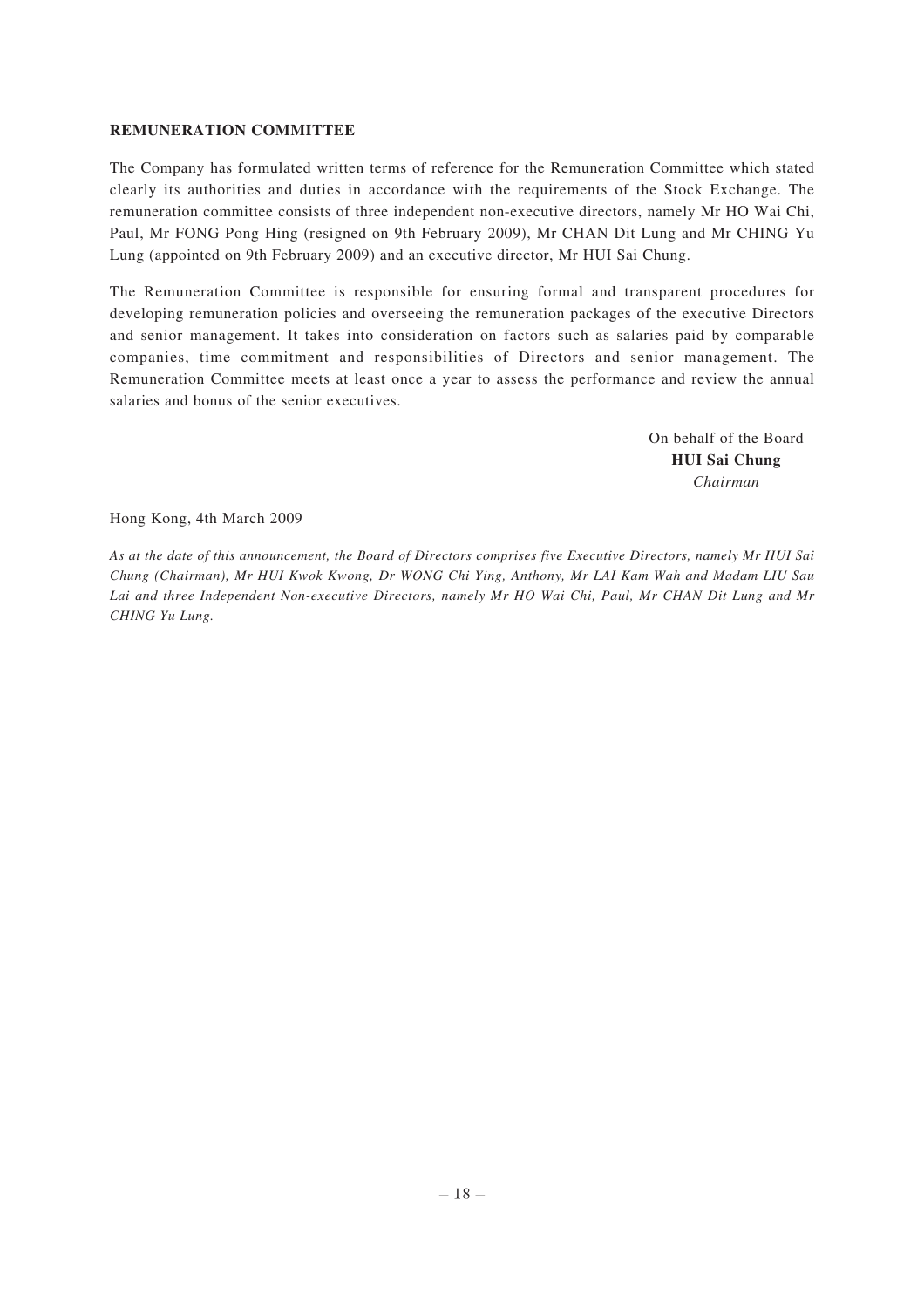**REMUNERATION COMMITTEE**

The Company has formulated written terms of reference for the Remuneration Committee which stated clearly its authorities and duties in accordance with the requirements of the Stock Exchange. The remuneration committee consists of three independent non-executive directors, namely Mr HO Wai Chi, Paul, Mr FONG Pong Hing (resigned on 9th February 2009), Mr CHAN Dit Lung and Mr CHING Yu Lung (appointed on 9th February 2009) and an executive director, Mr HUI Sai Chung.

The Remuneration Committee is responsible for ensuring formal and transparent procedures for developing remuneration policies and overseeing the remuneration packages of the executive Directors and senior management. It takes into consideration on factors such as salaries paid by comparable companies, time commitment and responsibilities of Directors and senior management. The Remuneration Committee meets at least once a year to assess the performance and review the annual salaries and bonus of the senior executives.

On behalf of the Board
**HUI Sai Chung**
*Chairman*

Hong Kong, 4th March 2009

*As at the date of this announcement, the Board of Directors comprises five Executive Directors, namely Mr HUI Sai Chung (Chairman), Mr HUI Kwok Kwong, Dr WONG Chi Ying, Anthony, Mr LAI Kam Wah and Madam LIU Sau Lai and three Independent Non-executive Directors, namely Mr HO Wai Chi, Paul, Mr CHAN Dit Lung and Mr CHING Yu Lung.*